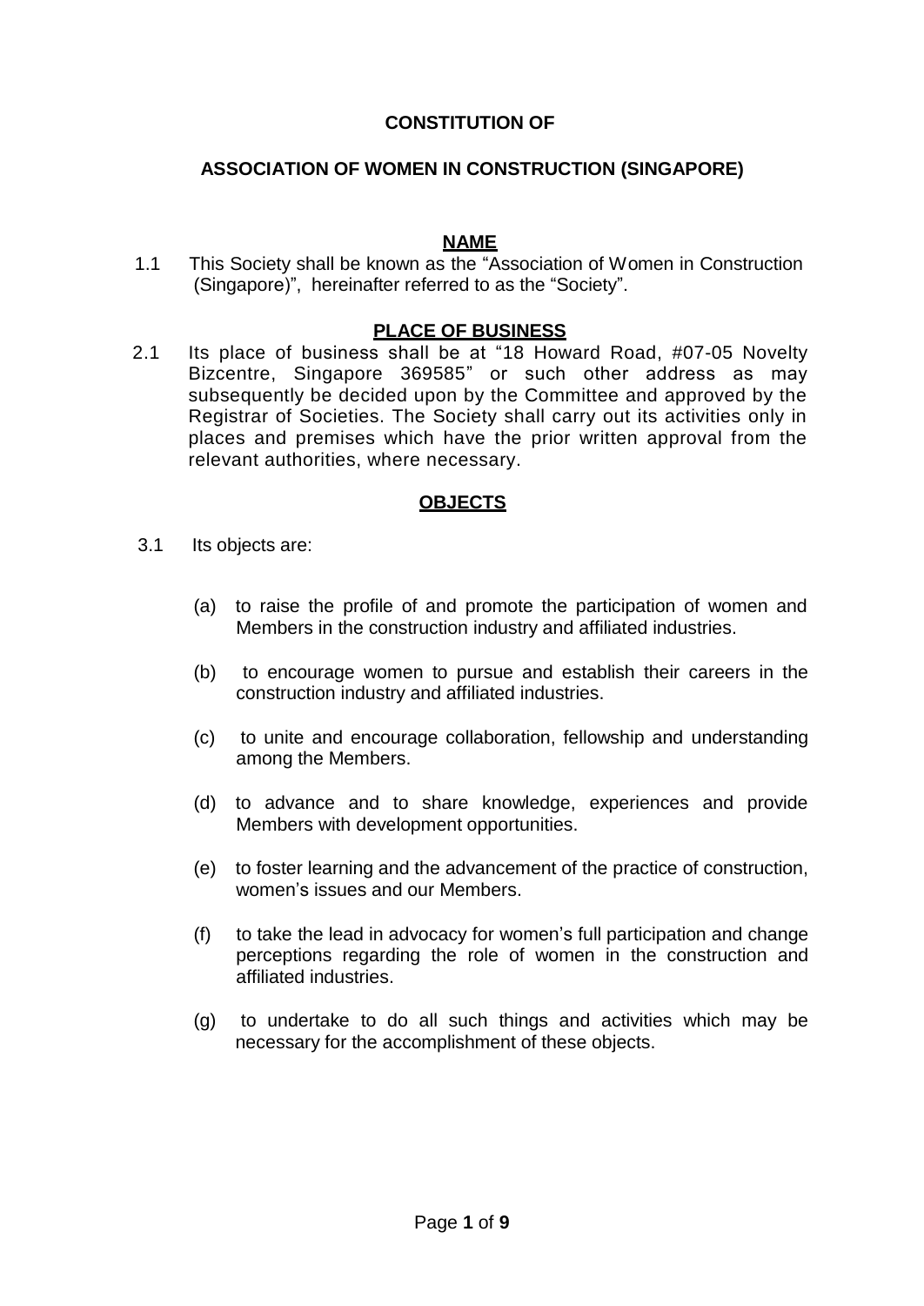# CONSTITUTION OF

# ASSOCIATION OF WOMEN IN CONSTRUCTION (SINGAPORE)

## NAME

1.1 This Society shall be known as the "Association of Women in Construction (Singapore)", hereinafter referred to as the "Society".

## PLACE OF BUSINESS

2.1 Its place of business shall be at "18 Howard Road, #07-05 Novelty Bizcentre, Singapore 369585" or such other address as may subsequently be decided upon by the Committee and approved by the Registrar of Societies. The Society shall carry out its activities only in places and premises which have the prior written approval from the relevant authorities, where necessary.

## OBJECTS

3.1 Its objects are:

(a) to raise the profile of and promote the participation of women and Members in the construction industry and affiliated industries.

(b) to encourage women to pursue and establish their careers in the construction industry and affiliated industries.

(c) to unite and encourage collaboration, fellowship and understanding among the Members.

(d) to advance and to share knowledge, experiences and provide Members with development opportunities.

(e) to foster learning and the advancement of the practice of construction, women's issues and our Members.

(f) to take the lead in advocacy for women's full participation and change perceptions regarding the role of women in the construction and affiliated industries.

(g) to undertake to do all such things and activities which may be necessary for the accomplishment of these objects.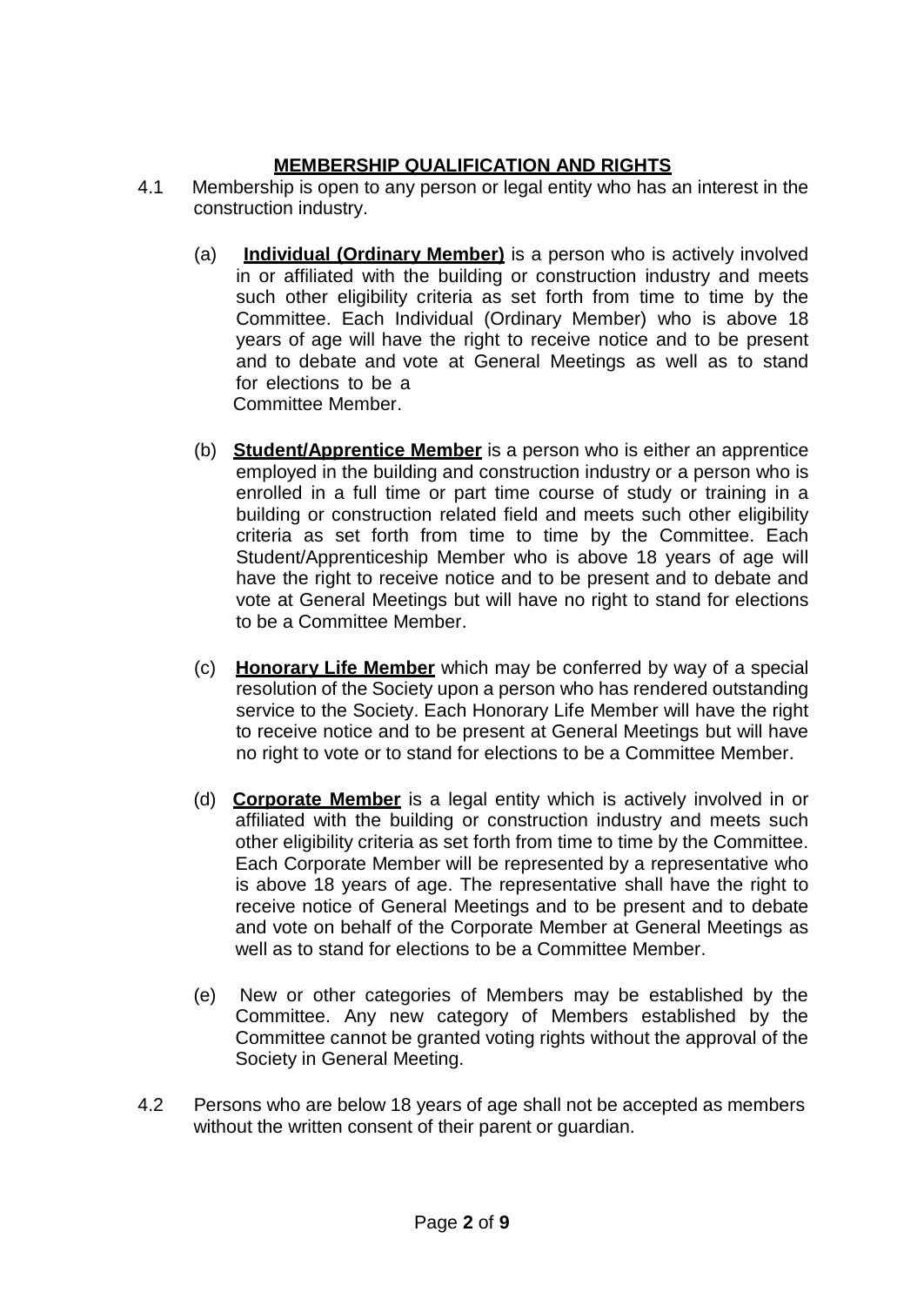## MEMBERSHIP QUALIFICATION AND RIGHTS

4.1 Membership is open to any person or legal entity who has an interest in the construction industry.

(a) **Individual (Ordinary Member)** is a person who is actively involved in or affiliated with the building or construction industry and meets such other eligibility criteria as set forth from time to time by the Committee. Each Individual (Ordinary Member) who is above 18 years of age will have the right to receive notice and to be present and to debate and vote at General Meetings as well as to stand for elections to be a Committee Member.

(b) **Student/Apprentice Member** is a person who is either an apprentice employed in the building and construction industry or a person who is enrolled in a full time or part time course of study or training in a building or construction related field and meets such other eligibility criteria as set forth from time to time by the Committee. Each Student/Apprenticeship Member who is above 18 years of age will have the right to receive notice and to be present and to debate and vote at General Meetings but will have no right to stand for elections to be a Committee Member.

(c) **Honorary Life Member** which may be conferred by way of a special resolution of the Society upon a person who has rendered outstanding service to the Society. Each Honorary Life Member will have the right to receive notice and to be present at General Meetings but will have no right to vote or to stand for elections to be a Committee Member.

(d) **Corporate Member** is a legal entity which is actively involved in or affiliated with the building or construction industry and meets such other eligibility criteria as set forth from time to time by the Committee. Each Corporate Member will be represented by a representative who is above 18 years of age. The representative shall have the right to receive notice of General Meetings and to be present and to debate and vote on behalf of the Corporate Member at General Meetings as well as to stand for elections to be a Committee Member.

(e) New or other categories of Members may be established by the Committee. Any new category of Members established by the Committee cannot be granted voting rights without the approval of the Society in General Meeting.

4.2 Persons who are below 18 years of age shall not be accepted as members without the written consent of their parent or guardian.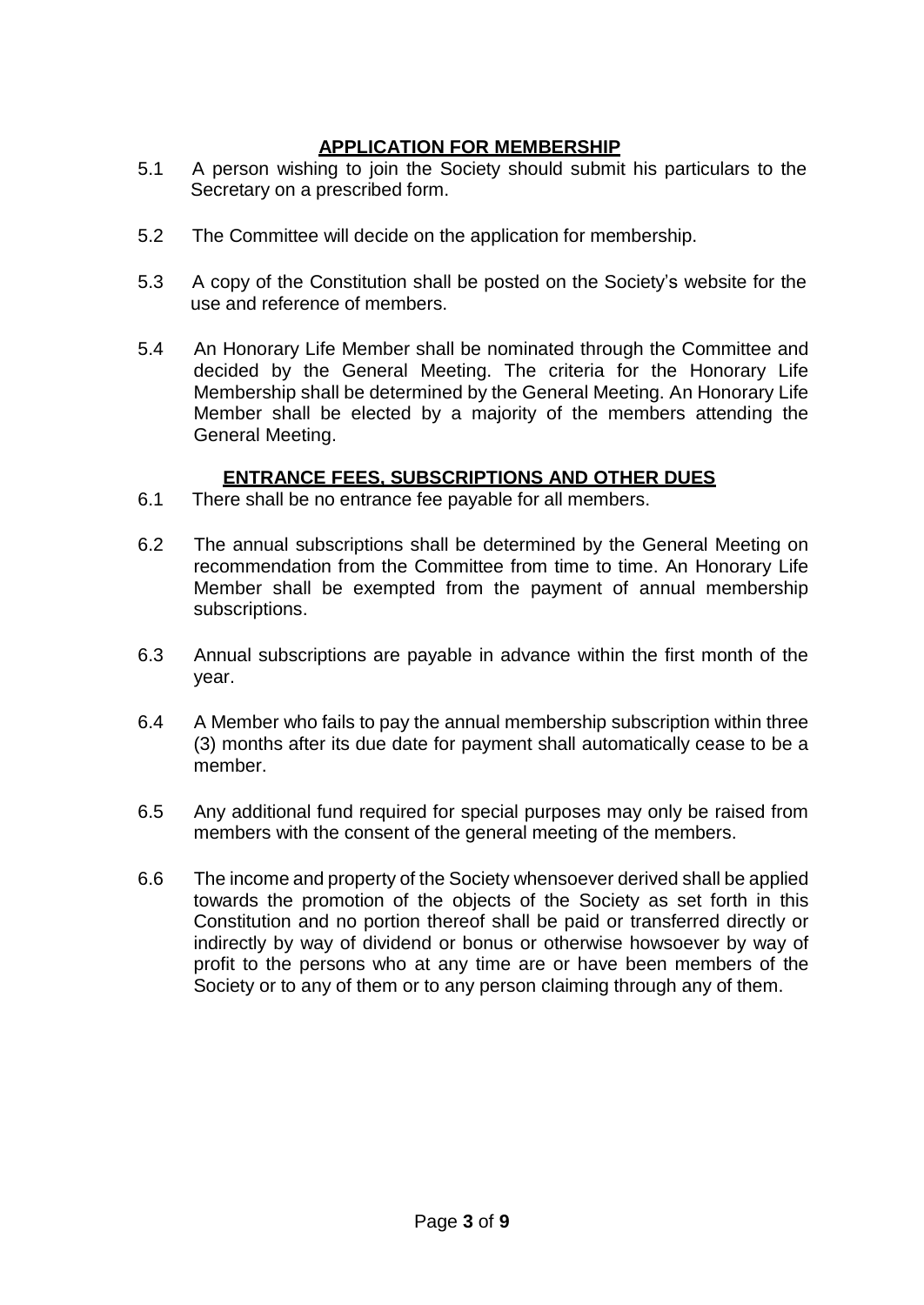## APPLICATION FOR MEMBERSHIP

5.1 A person wishing to join the Society should submit his particulars to the Secretary on a prescribed form.

5.2 The Committee will decide on the application for membership.

5.3 A copy of the Constitution shall be posted on the Society's website for the use and reference of members.

5.4 An Honorary Life Member shall be nominated through the Committee and decided by the General Meeting. The criteria for the Honorary Life Membership shall be determined by the General Meeting. An Honorary Life Member shall be elected by a majority of the members attending the General Meeting.

## ENTRANCE FEES, SUBSCRIPTIONS AND OTHER DUES

6.1 There shall be no entrance fee payable for all members.

6.2 The annual subscriptions shall be determined by the General Meeting on recommendation from the Committee from time to time. An Honorary Life Member shall be exempted from the payment of annual membership subscriptions.

6.3 Annual subscriptions are payable in advance within the first month of the year.

6.4 A Member who fails to pay the annual membership subscription within three (3) months after its due date for payment shall automatically cease to be a member.

6.5 Any additional fund required for special purposes may only be raised from members with the consent of the general meeting of the members.

6.6 The income and property of the Society whensoever derived shall be applied towards the promotion of the objects of the Society as set forth in this Constitution and no portion thereof shall be paid or transferred directly or indirectly by way of dividend or bonus or otherwise howsoever by way of profit to the persons who at any time are or have been members of the Society or to any of them or to any person claiming through any of them.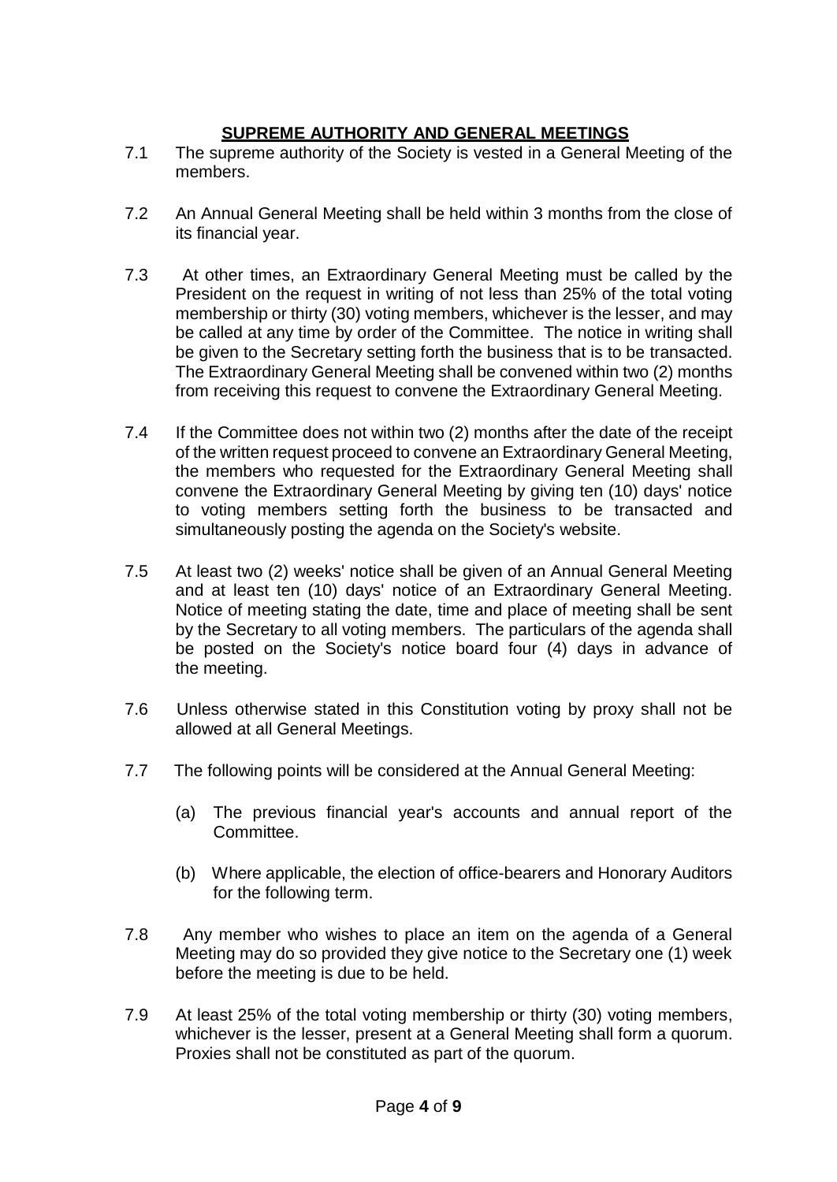## SUPREME AUTHORITY AND GENERAL MEETINGS

7.1 The supreme authority of the Society is vested in a General Meeting of the members.

7.2 An Annual General Meeting shall be held within 3 months from the close of its financial year.

7.3 At other times, an Extraordinary General Meeting must be called by the President on the request in writing of not less than 25% of the total voting membership or thirty (30) voting members, whichever is the lesser, and may be called at any time by order of the Committee. The notice in writing shall be given to the Secretary setting forth the business that is to be transacted. The Extraordinary General Meeting shall be convened within two (2) months from receiving this request to convene the Extraordinary General Meeting.

7.4 If the Committee does not within two (2) months after the date of the receipt of the written request proceed to convene an Extraordinary General Meeting, the members who requested for the Extraordinary General Meeting shall convene the Extraordinary General Meeting by giving ten (10) days' notice to voting members setting forth the business to be transacted and simultaneously posting the agenda on the Society's website.

7.5 At least two (2) weeks' notice shall be given of an Annual General Meeting and at least ten (10) days' notice of an Extraordinary General Meeting. Notice of meeting stating the date, time and place of meeting shall be sent by the Secretary to all voting members. The particulars of the agenda shall be posted on the Society's notice board four (4) days in advance of the meeting.

7.6 Unless otherwise stated in this Constitution voting by proxy shall not be allowed at all General Meetings.

7.7 The following points will be considered at the Annual General Meeting:

(a) The previous financial year's accounts and annual report of the Committee.

(b) Where applicable, the election of office-bearers and Honorary Auditors for the following term.

7.8 Any member who wishes to place an item on the agenda of a General Meeting may do so provided they give notice to the Secretary one (1) week before the meeting is due to be held.

7.9 At least 25% of the total voting membership or thirty (30) voting members, whichever is the lesser, present at a General Meeting shall form a quorum. Proxies shall not be constituted as part of the quorum.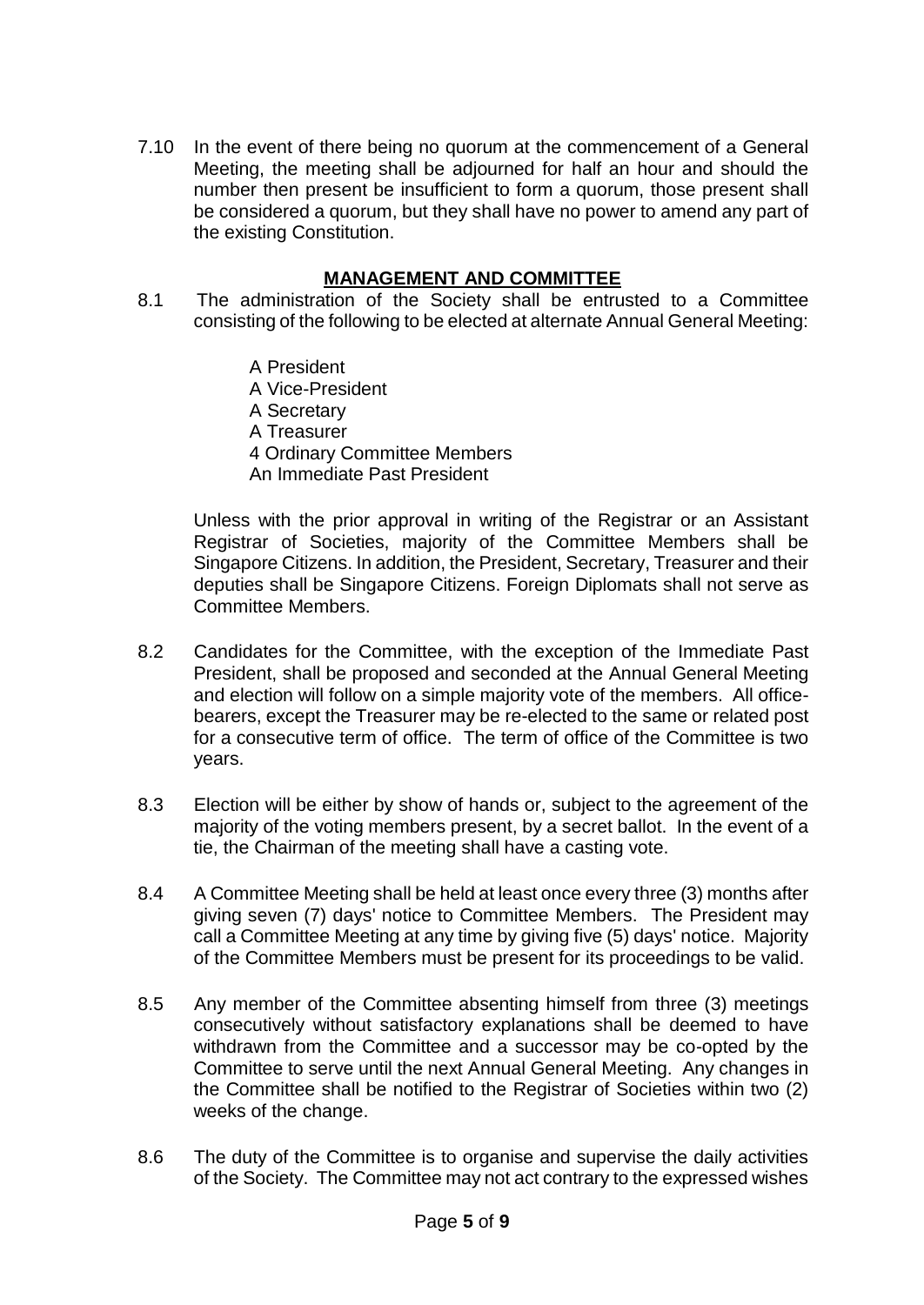7.10 In the event of there being no quorum at the commencement of a General Meeting, the meeting shall be adjourned for half an hour and should the number then present be insufficient to form a quorum, those present shall be considered a quorum, but they shall have no power to amend any part of the existing Constitution.

## MANAGEMENT AND COMMITTEE

8.1 The administration of the Society shall be entrusted to a Committee consisting of the following to be elected at alternate Annual General Meeting:

A President
A Vice-President
A Secretary
A Treasurer
4 Ordinary Committee Members
An Immediate Past President

Unless with the prior approval in writing of the Registrar or an Assistant Registrar of Societies, majority of the Committee Members shall be Singapore Citizens. In addition, the President, Secretary, Treasurer and their deputies shall be Singapore Citizens. Foreign Diplomats shall not serve as Committee Members.

8.2 Candidates for the Committee, with the exception of the Immediate Past President, shall be proposed and seconded at the Annual General Meeting and election will follow on a simple majority vote of the members. All office-bearers, except the Treasurer may be re-elected to the same or related post for a consecutive term of office. The term of office of the Committee is two years.

8.3 Election will be either by show of hands or, subject to the agreement of the majority of the voting members present, by a secret ballot. In the event of a tie, the Chairman of the meeting shall have a casting vote.

8.4 A Committee Meeting shall be held at least once every three (3) months after giving seven (7) days' notice to Committee Members. The President may call a Committee Meeting at any time by giving five (5) days' notice. Majority of the Committee Members must be present for its proceedings to be valid.

8.5 Any member of the Committee absenting himself from three (3) meetings consecutively without satisfactory explanations shall be deemed to have withdrawn from the Committee and a successor may be co-opted by the Committee to serve until the next Annual General Meeting. Any changes in the Committee shall be notified to the Registrar of Societies within two (2) weeks of the change.

8.6 The duty of the Committee is to organise and supervise the daily activities of the Society. The Committee may not act contrary to the expressed wishes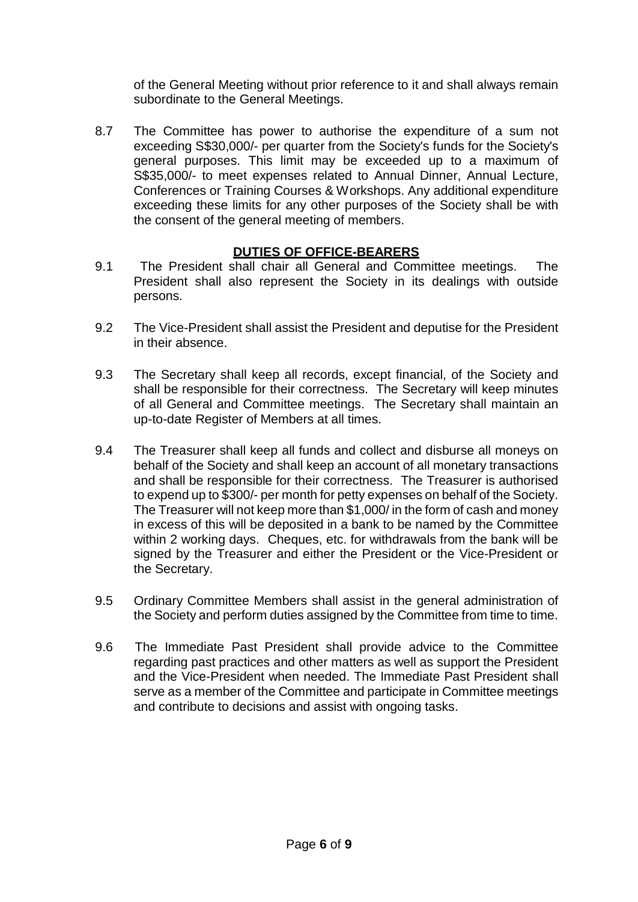of the General Meeting without prior reference to it and shall always remain subordinate to the General Meetings.

8.7 The Committee has power to authorise the expenditure of a sum not exceeding S$30,000/- per quarter from the Society's funds for the Society's general purposes. This limit may be exceeded up to a maximum of S$35,000/- to meet expenses related to Annual Dinner, Annual Lecture, Conferences or Training Courses & Workshops. Any additional expenditure exceeding these limits for any other purposes of the Society shall be with the consent of the general meeting of members.

## DUTIES OF OFFICE-BEARERS

9.1 The President shall chair all General and Committee meetings. The President shall also represent the Society in its dealings with outside persons.

9.2 The Vice-President shall assist the President and deputise for the President in their absence.

9.3 The Secretary shall keep all records, except financial, of the Society and shall be responsible for their correctness. The Secretary will keep minutes of all General and Committee meetings. The Secretary shall maintain an up-to-date Register of Members at all times.

9.4 The Treasurer shall keep all funds and collect and disburse all moneys on behalf of the Society and shall keep an account of all monetary transactions and shall be responsible for their correctness. The Treasurer is authorised to expend up to $300/- per month for petty expenses on behalf of the Society. The Treasurer will not keep more than $1,000/ in the form of cash and money in excess of this will be deposited in a bank to be named by the Committee within 2 working days. Cheques, etc. for withdrawals from the bank will be signed by the Treasurer and either the President or the Vice-President or the Secretary.

9.5 Ordinary Committee Members shall assist in the general administration of the Society and perform duties assigned by the Committee from time to time.

9.6 The Immediate Past President shall provide advice to the Committee regarding past practices and other matters as well as support the President and the Vice-President when needed. The Immediate Past President shall serve as a member of the Committee and participate in Committee meetings and contribute to decisions and assist with ongoing tasks.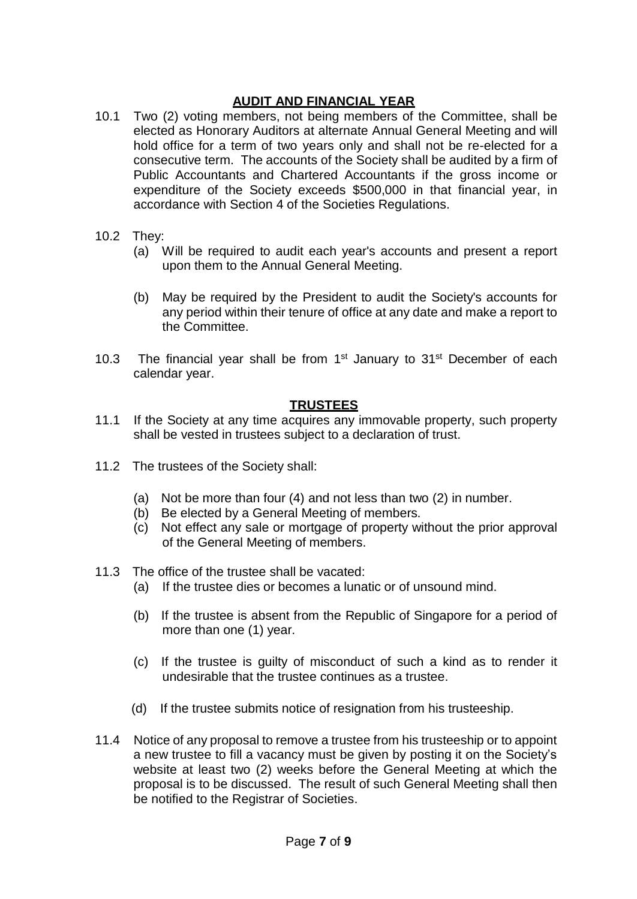## AUDIT AND FINANCIAL YEAR

10.1 Two (2) voting members, not being members of the Committee, shall be elected as Honorary Auditors at alternate Annual General Meeting and will hold office for a term of two years only and shall not be re-elected for a consecutive term. The accounts of the Society shall be audited by a firm of Public Accountants and Chartered Accountants if the gross income or expenditure of the Society exceeds \$500,000 in that financial year, in accordance with Section 4 of the Societies Regulations.

10.2 They:

(a) Will be required to audit each year's accounts and present a report upon them to the Annual General Meeting.

(b) May be required by the President to audit the Society's accounts for any period within their tenure of office at any date and make a report to the Committee.

10.3 The financial year shall be from 1st January to 31st December of each calendar year.

## TRUSTEES

11.1 If the Society at any time acquires any immovable property, such property shall be vested in trustees subject to a declaration of trust.

11.2 The trustees of the Society shall:

(a) Not be more than four (4) and not less than two (2) in number.
(b) Be elected by a General Meeting of members.
(c) Not effect any sale or mortgage of property without the prior approval of the General Meeting of members.

11.3 The office of the trustee shall be vacated:

(a) If the trustee dies or becomes a lunatic or of unsound mind.

(b) If the trustee is absent from the Republic of Singapore for a period of more than one (1) year.

(c) If the trustee is guilty of misconduct of such a kind as to render it undesirable that the trustee continues as a trustee.

(d) If the trustee submits notice of resignation from his trusteeship.

11.4 Notice of any proposal to remove a trustee from his trusteeship or to appoint a new trustee to fill a vacancy must be given by posting it on the Society's website at least two (2) weeks before the General Meeting at which the proposal is to be discussed. The result of such General Meeting shall then be notified to the Registrar of Societies.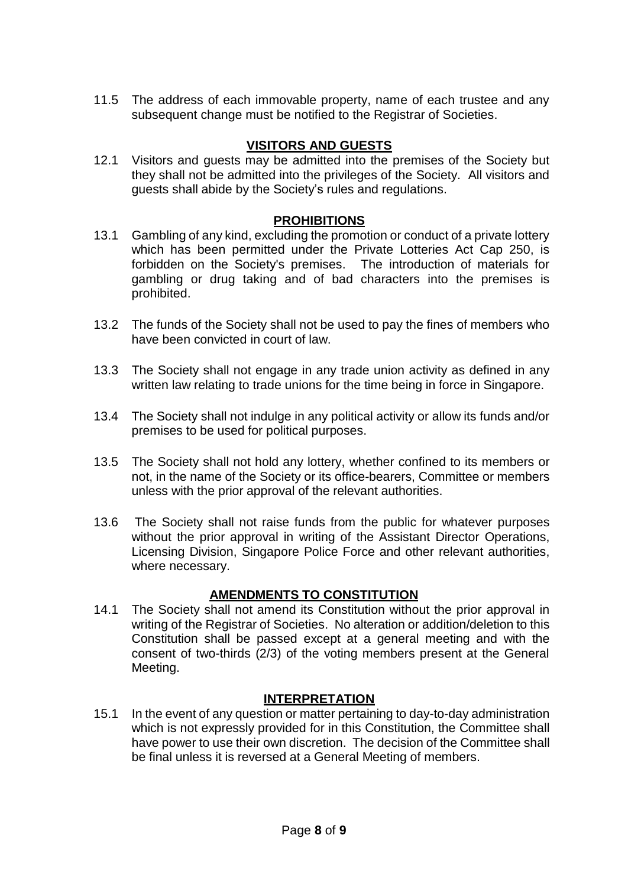11.5 The address of each immovable property, name of each trustee and any subsequent change must be notified to the Registrar of Societies.

## VISITORS AND GUESTS

12.1 Visitors and guests may be admitted into the premises of the Society but they shall not be admitted into the privileges of the Society. All visitors and guests shall abide by the Society's rules and regulations.

## PROHIBITIONS

13.1 Gambling of any kind, excluding the promotion or conduct of a private lottery which has been permitted under the Private Lotteries Act Cap 250, is forbidden on the Society's premises. The introduction of materials for gambling or drug taking and of bad characters into the premises is prohibited.

13.2 The funds of the Society shall not be used to pay the fines of members who have been convicted in court of law.

13.3 The Society shall not engage in any trade union activity as defined in any written law relating to trade unions for the time being in force in Singapore.

13.4 The Society shall not indulge in any political activity or allow its funds and/or premises to be used for political purposes.

13.5 The Society shall not hold any lottery, whether confined to its members or not, in the name of the Society or its office-bearers, Committee or members unless with the prior approval of the relevant authorities.

13.6 The Society shall not raise funds from the public for whatever purposes without the prior approval in writing of the Assistant Director Operations, Licensing Division, Singapore Police Force and other relevant authorities, where necessary.

## AMENDMENTS TO CONSTITUTION

14.1 The Society shall not amend its Constitution without the prior approval in writing of the Registrar of Societies. No alteration or addition/deletion to this Constitution shall be passed except at a general meeting and with the consent of two-thirds (2/3) of the voting members present at the General Meeting.

## INTERPRETATION

15.1 In the event of any question or matter pertaining to day-to-day administration which is not expressly provided for in this Constitution, the Committee shall have power to use their own discretion. The decision of the Committee shall be final unless it is reversed at a General Meeting of members.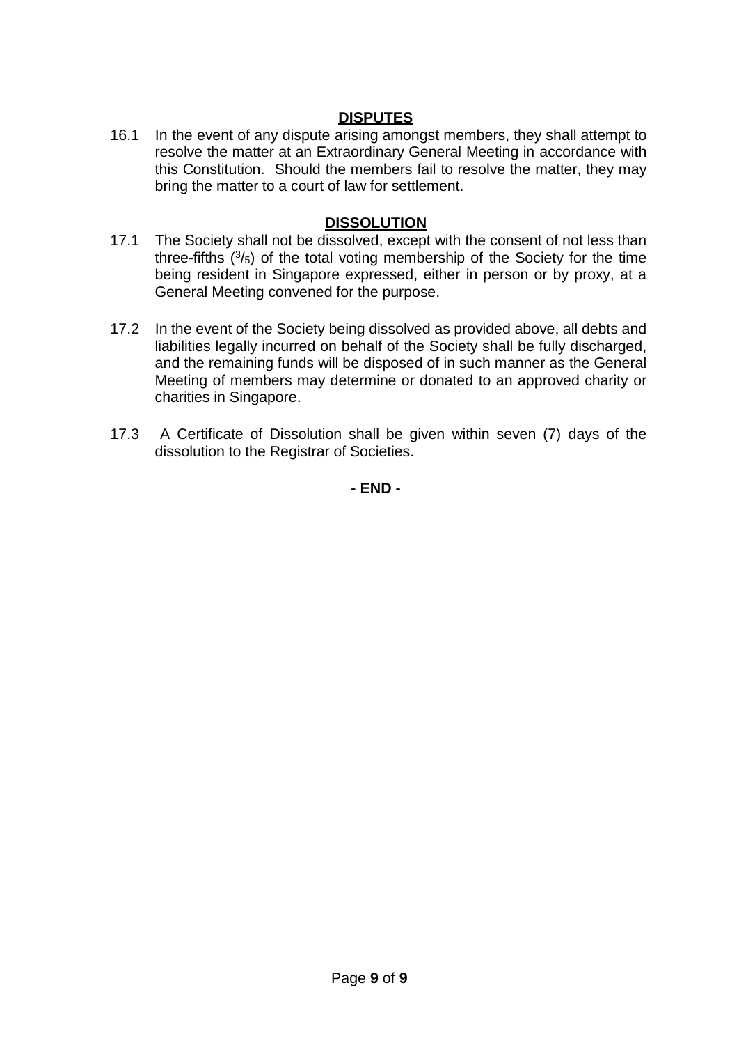## DISPUTES

16.1 In the event of any dispute arising amongst members, they shall attempt to resolve the matter at an Extraordinary General Meeting in accordance with this Constitution. Should the members fail to resolve the matter, they may bring the matter to a court of law for settlement.

## DISSOLUTION

17.1 The Society shall not be dissolved, except with the consent of not less than three-fifths ($^3/_5$) of the total voting membership of the Society for the time being resident in Singapore expressed, either in person or by proxy, at a General Meeting convened for the purpose.

17.2 In the event of the Society being dissolved as provided above, all debts and liabilities legally incurred on behalf of the Society shall be fully discharged, and the remaining funds will be disposed of in such manner as the General Meeting of members may determine or donated to an approved charity or charities in Singapore.

17.3 A Certificate of Dissolution shall be given within seven (7) days of the dissolution to the Registrar of Societies.

**- END -**